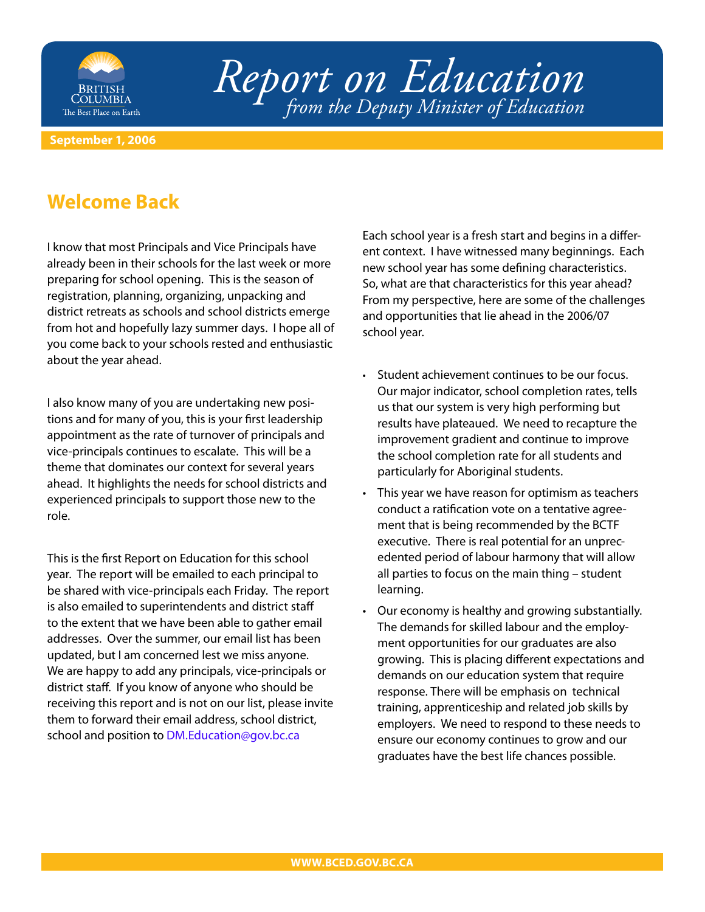# Report on Education

*from the Deputy Minister of Education*

**September 1, 2006**

## Welcome Back

I know that most Principals and Vice Principals have already been in their schools for the last week or more preparing for school opening. This is the season of registration, planning, organizing, unpacking and district retreats as schools and school districts emerge from hot and hopefully lazy summer days. I hope all of you come back to your schools rested and enthusiastic about the year ahead.

I also know many of you are undertaking new positions and for many of you, this is your first leadership appointment as the rate of turnover of principals and vice-principals continues to escalate. This will be a theme that dominates our context for several years ahead. It highlights the needs for school districts and experienced principals to support those new to the role.

This is the first Report on Education for this school year. The report will be emailed to each principal to be shared with vice-principals each Friday. The report is also emailed to superintendents and district staff to the extent that we have been able to gather email addresses. Over the summer, our email list has been updated, but I am concerned lest we miss anyone. We are happy to add any principals, vice-principals or district staff. If you know of anyone who should be receiving this report and is not on our list, please invite them to forward their email address, school district, school and position to DM.Education@gov.bc.ca

Each school year is a fresh start and begins in a different context. I have witnessed many beginnings. Each new school year has some defining characteristics. So, what are that characteristics for this year ahead? From my perspective, here are some of the challenges and opportunities that lie ahead in the 2006/07 school year.

- Student achievement continues to be our focus. Our major indicator, school completion rates, tells us that our system is very high performing but results have plateaued. We need to recapture the improvement gradient and continue to improve the school completion rate for all students and particularly for Aboriginal students.
- This year we have reason for optimism as teachers conduct a ratification vote on a tentative agreement that is being recommended by the BCTF executive. There is real potential for an unprecedented period of labour harmony that will allow all parties to focus on the main thing – student learning.
- Our economy is healthy and growing substantially. The demands for skilled labour and the employment opportunities for our graduates are also growing. This is placing different expectations and demands on our education system that require response. There will be emphasis on technical training, apprenticeship and related job skills by employers. We need to respond to these needs to ensure our economy continues to grow and our graduates have the best life chances possible.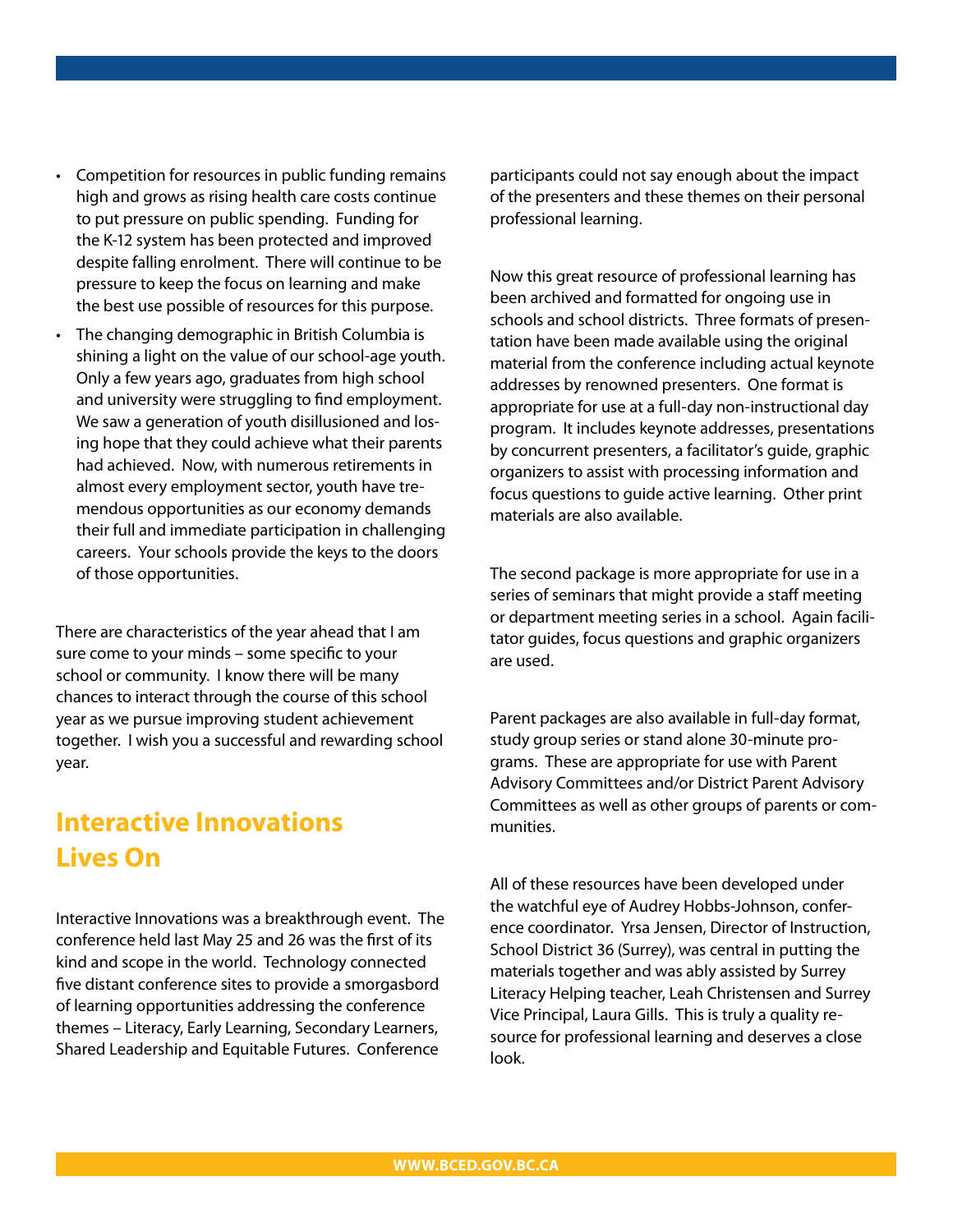- Competition for resources in public funding remains high and grows as rising health care costs continue to put pressure on public spending. Funding for the K-12 system has been protected and improved despite falling enrolment. There will continue to be pressure to keep the focus on learning and make the best use possible of resources for this purpose.
- The changing demographic in British Columbia is shining a light on the value of our school-age youth. Only a few years ago, graduates from high school and university were struggling to find employment. We saw a generation of youth disillusioned and losing hope that they could achieve what their parents had achieved. Now, with numerous retirements in almost every employment sector, youth have tremendous opportunities as our economy demands their full and immediate participation in challenging careers. Your schools provide the keys to the doors of those opportunities.

There are characteristics of the year ahead that I am sure come to your minds – some specific to your school or community. I know there will be many chances to interact through the course of this school year as we pursue improving student achievement together. I wish you a successful and rewarding school year.

## Interactive Innovations Lives On

Interactive Innovations was a breakthrough event. The conference held last May 25 and 26 was the first of its kind and scope in the world. Technology connected five distant conference sites to provide a smorgasbord of learning opportunities addressing the conference themes – Literacy, Early Learning, Secondary Learners, Shared Leadership and Equitable Futures. Conference participants could not say enough about the impact of the presenters and these themes on their personal professional learning.

Now this great resource of professional learning has been archived and formatted for ongoing use in schools and school districts. Three formats of presentation have been made available using the original material from the conference including actual keynote addresses by renowned presenters. One format is appropriate for use at a full-day non-instructional day program. It includes keynote addresses, presentations by concurrent presenters, a facilitator's guide, graphic organizers to assist with processing information and focus questions to guide active learning. Other print materials are also available.

The second package is more appropriate for use in a series of seminars that might provide a staff meeting or department meeting series in a school. Again facilitator guides, focus questions and graphic organizers are used.

Parent packages are also available in full-day format, study group series or stand alone 30-minute programs. These are appropriate for use with Parent Advisory Committees and/or District Parent Advisory Committees as well as other groups of parents or communities.

All of these resources have been developed under the watchful eye of Audrey Hobbs-Johnson, conference coordinator. Yrsa Jensen, Director of Instruction, School District 36 (Surrey), was central in putting the materials together and was ably assisted by Surrey Literacy Helping teacher, Leah Christensen and Surrey Vice Principal, Laura Gills. This is truly a quality resource for professional learning and deserves a close look.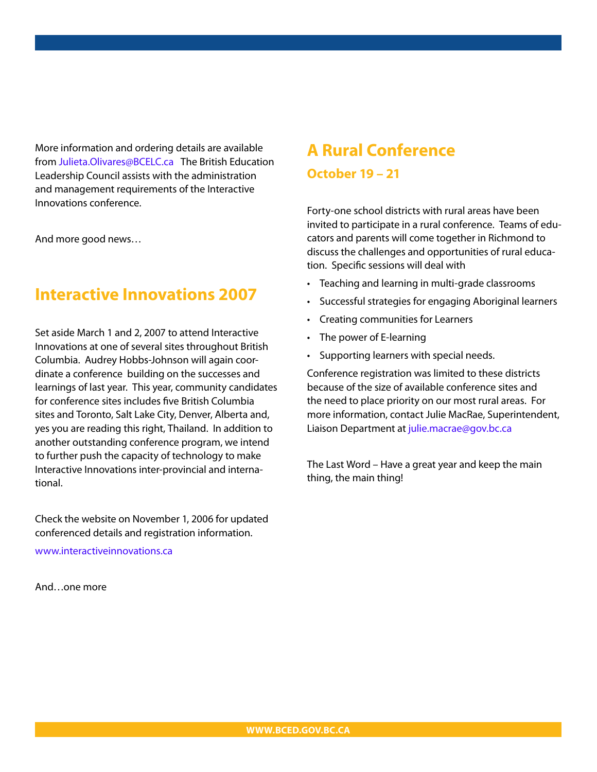More information and ordering details are available from Julieta.Olivares@BCELC.ca The British Education Leadership Council assists with the administration and management requirements of the Interactive Innovations conference.

And more good news…

## Interactive Innovations 2007

Set aside March 1 and 2, 2007 to attend Interactive Innovations at one of several sites throughout British Columbia. Audrey Hobbs-Johnson will again coordinate a conference building on the successes and learnings of last year. This year, community candidates for conference sites includes five British Columbia sites and Toronto, Salt Lake City, Denver, Alberta and, yes you are reading this right, Thailand. In addition to another outstanding conference program, we intend to further push the capacity of technology to make Interactive Innovations inter-provincial and international.

Check the website on November 1, 2006 for updated conferenced details and registration information.

www.interactiveinnovations.ca

And…one more

## A Rural Conference

### October 19 – 21

Forty-one school districts with rural areas have been invited to participate in a rural conference. Teams of educators and parents will come together in Richmond to discuss the challenges and opportunities of rural education. Specific sessions will deal with

- Teaching and learning in multi-grade classrooms
- Successful strategies for engaging Aboriginal learners
- Creating communities for Learners
- The power of E-learning
- Supporting learners with special needs.

Conference registration was limited to these districts because of the size of available conference sites and the need to place priority on our most rural areas. For more information, contact Julie MacRae, Superintendent, Liaison Department at julie.macrae@gov.bc.ca

The Last Word – Have a great year and keep the main thing, the main thing!